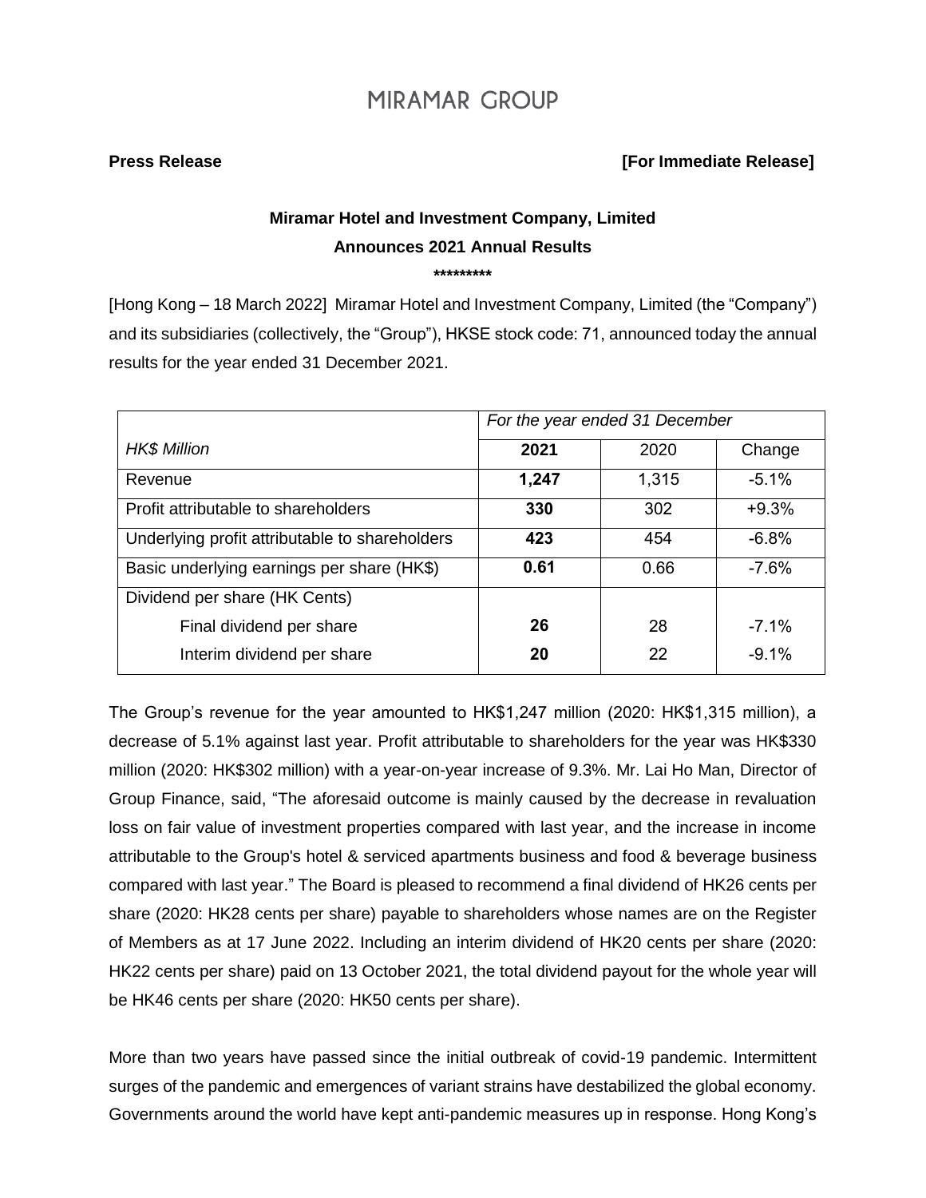# MIRAMAR GROUP

**Press Release** **[For Immediate Release]**

## Miramar Hotel and Investment Company, Limited
## Announces 2021 Annual Results

**\*\*\*\*\*\*\*\*\***

[Hong Kong – 18 March 2022] Miramar Hotel and Investment Company, Limited (the "Company") and its subsidiaries (collectively, the "Group"), HKSE stock code: 71, announced today the annual results for the year ended 31 December 2021.

| | *For the year ended 31 December* | | |
|---|---|---|---|
| *HK$ Million* | **2021** | 2020 | Change |
| Revenue | **1,247** | 1,315 | -5.1% |
| Profit attributable to shareholders | **330** | 302 | +9.3% |
| Underlying profit attributable to shareholders | **423** | 454 | -6.8% |
| Basic underlying earnings per share (HK$) | **0.61** | 0.66 | -7.6% |
| Dividend per share (HK Cents) | | | |
| Final dividend per share | **26** | 28 | -7.1% |
| Interim dividend per share | **20** | 22 | -9.1% |

The Group's revenue for the year amounted to HK$1,247 million (2020: HK$1,315 million), a decrease of 5.1% against last year. Profit attributable to shareholders for the year was HK$330 million (2020: HK$302 million) with a year-on-year increase of 9.3%. Mr. Lai Ho Man, Director of Group Finance, said, "The aforesaid outcome is mainly caused by the decrease in revaluation loss on fair value of investment properties compared with last year, and the increase in income attributable to the Group's hotel & serviced apartments business and food & beverage business compared with last year." The Board is pleased to recommend a final dividend of HK26 cents per share (2020: HK28 cents per share) payable to shareholders whose names are on the Register of Members as at 17 June 2022. Including an interim dividend of HK20 cents per share (2020: HK22 cents per share) paid on 13 October 2021, the total dividend payout for the whole year will be HK46 cents per share (2020: HK50 cents per share).

More than two years have passed since the initial outbreak of covid-19 pandemic. Intermittent surges of the pandemic and emergences of variant strains have destabilized the global economy. Governments around the world have kept anti-pandemic measures up in response. Hong Kong's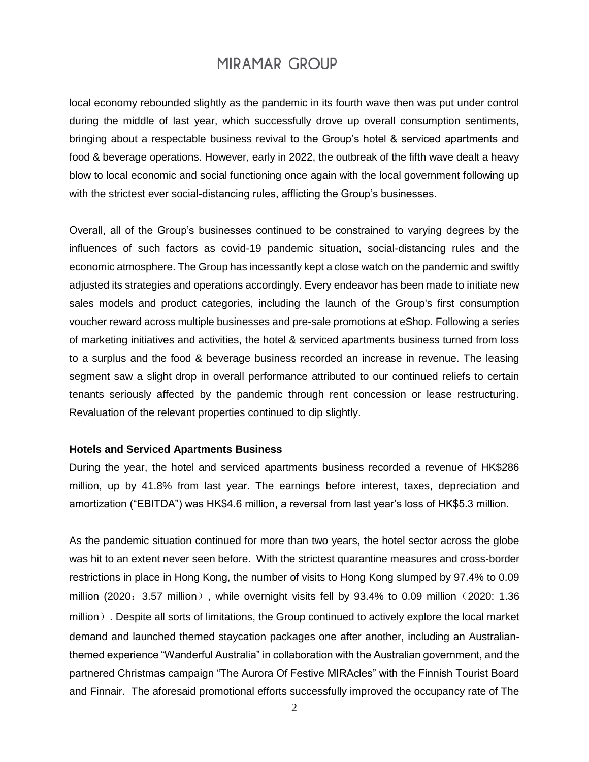local economy rebounded slightly as the pandemic in its fourth wave then was put under control during the middle of last year, which successfully drove up overall consumption sentiments, bringing about a respectable business revival to the Group's hotel & serviced apartments and food & beverage operations. However, early in 2022, the outbreak of the fifth wave dealt a heavy blow to local economic and social functioning once again with the local government following up with the strictest ever social-distancing rules, afflicting the Group's businesses.

Overall, all of the Group's businesses continued to be constrained to varying degrees by the influences of such factors as covid-19 pandemic situation, social-distancing rules and the economic atmosphere. The Group has incessantly kept a close watch on the pandemic and swiftly adjusted its strategies and operations accordingly. Every endeavor has been made to initiate new sales models and product categories, including the launch of the Group's first consumption voucher reward across multiple businesses and pre-sale promotions at eShop. Following a series of marketing initiatives and activities, the hotel & serviced apartments business turned from loss to a surplus and the food & beverage business recorded an increase in revenue. The leasing segment saw a slight drop in overall performance attributed to our continued reliefs to certain tenants seriously affected by the pandemic through rent concession or lease restructuring. Revaluation of the relevant properties continued to dip slightly.

**Hotels and Serviced Apartments Business**

During the year, the hotel and serviced apartments business recorded a revenue of HK$286 million, up by 41.8% from last year. The earnings before interest, taxes, depreciation and amortization ("EBITDA") was HK$4.6 million, a reversal from last year's loss of HK$5.3 million.

As the pandemic situation continued for more than two years, the hotel sector across the globe was hit to an extent never seen before. With the strictest quarantine measures and cross-border restrictions in place in Hong Kong, the number of visits to Hong Kong slumped by 97.4% to 0.09 million (2020：3.57 million）, while overnight visits fell by 93.4% to 0.09 million（2020: 1.36 million）. Despite all sorts of limitations, the Group continued to actively explore the local market demand and launched themed staycation packages one after another, including an Australian-themed experience "Wanderful Australia" in collaboration with the Australian government, and the partnered Christmas campaign "The Aurora Of Festive MIRAcles" with the Finnish Tourist Board and Finnair. The aforesaid promotional efforts successfully improved the occupancy rate of The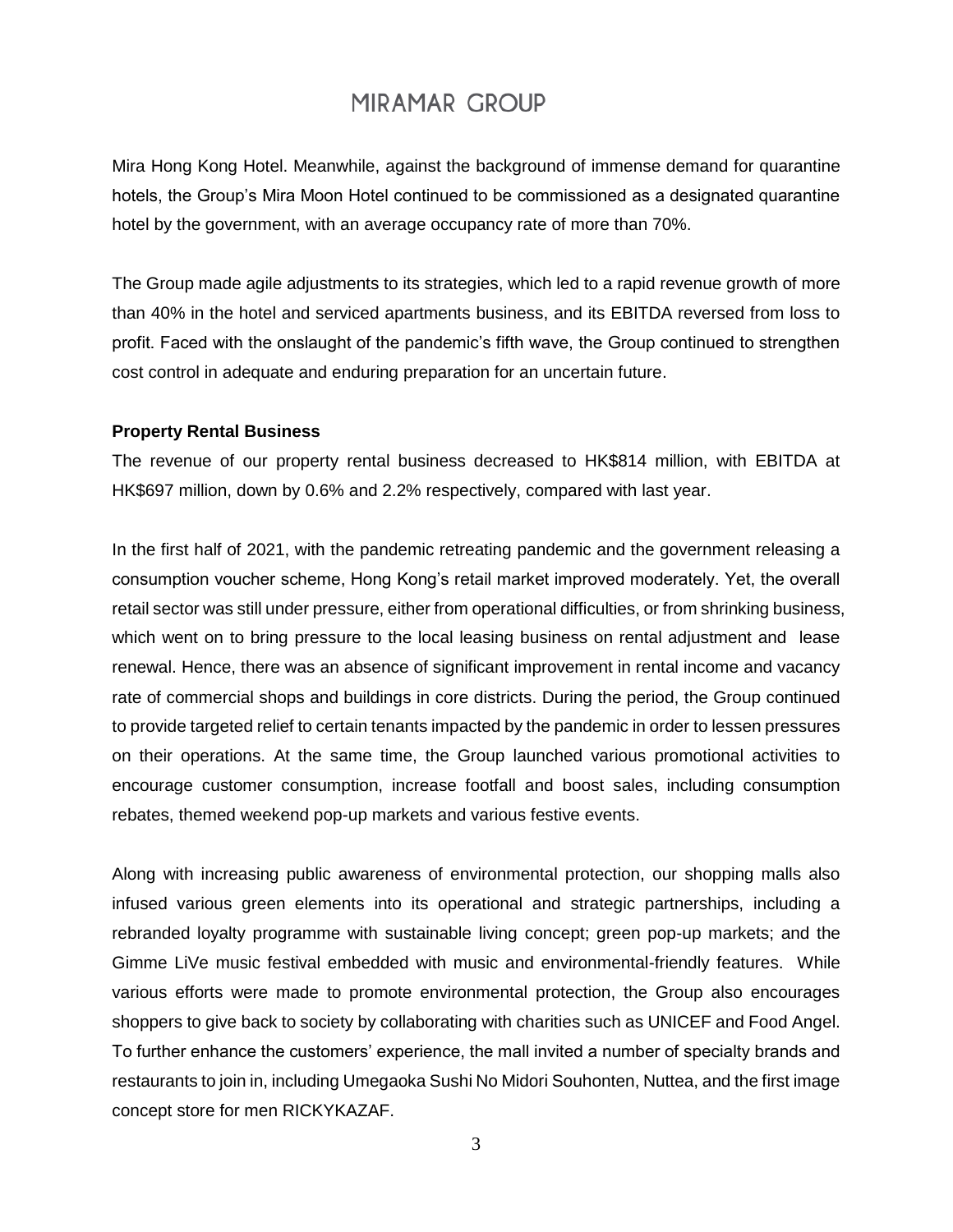Mira Hong Kong Hotel. Meanwhile, against the background of immense demand for quarantine hotels, the Group's Mira Moon Hotel continued to be commissioned as a designated quarantine hotel by the government, with an average occupancy rate of more than 70%.

The Group made agile adjustments to its strategies, which led to a rapid revenue growth of more than 40% in the hotel and serviced apartments business, and its EBITDA reversed from loss to profit. Faced with the onslaught of the pandemic's fifth wave, the Group continued to strengthen cost control in adequate and enduring preparation for an uncertain future.

**Property Rental Business**

The revenue of our property rental business decreased to HK$814 million, with EBITDA at HK$697 million, down by 0.6% and 2.2% respectively, compared with last year.

In the first half of 2021, with the pandemic retreating pandemic and the government releasing a consumption voucher scheme, Hong Kong's retail market improved moderately. Yet, the overall retail sector was still under pressure, either from operational difficulties, or from shrinking business, which went on to bring pressure to the local leasing business on rental adjustment and lease renewal. Hence, there was an absence of significant improvement in rental income and vacancy rate of commercial shops and buildings in core districts. During the period, the Group continued to provide targeted relief to certain tenants impacted by the pandemic in order to lessen pressures on their operations. At the same time, the Group launched various promotional activities to encourage customer consumption, increase footfall and boost sales, including consumption rebates, themed weekend pop-up markets and various festive events.

Along with increasing public awareness of environmental protection, our shopping malls also infused various green elements into its operational and strategic partnerships, including a rebranded loyalty programme with sustainable living concept; green pop-up markets; and the Gimme LiVe music festival embedded with music and environmental-friendly features. While various efforts were made to promote environmental protection, the Group also encourages shoppers to give back to society by collaborating with charities such as UNICEF and Food Angel. To further enhance the customers' experience, the mall invited a number of specialty brands and restaurants to join in, including Umegaoka Sushi No Midori Souhonten, Nuttea, and the first image concept store for men RICKYKAZAF.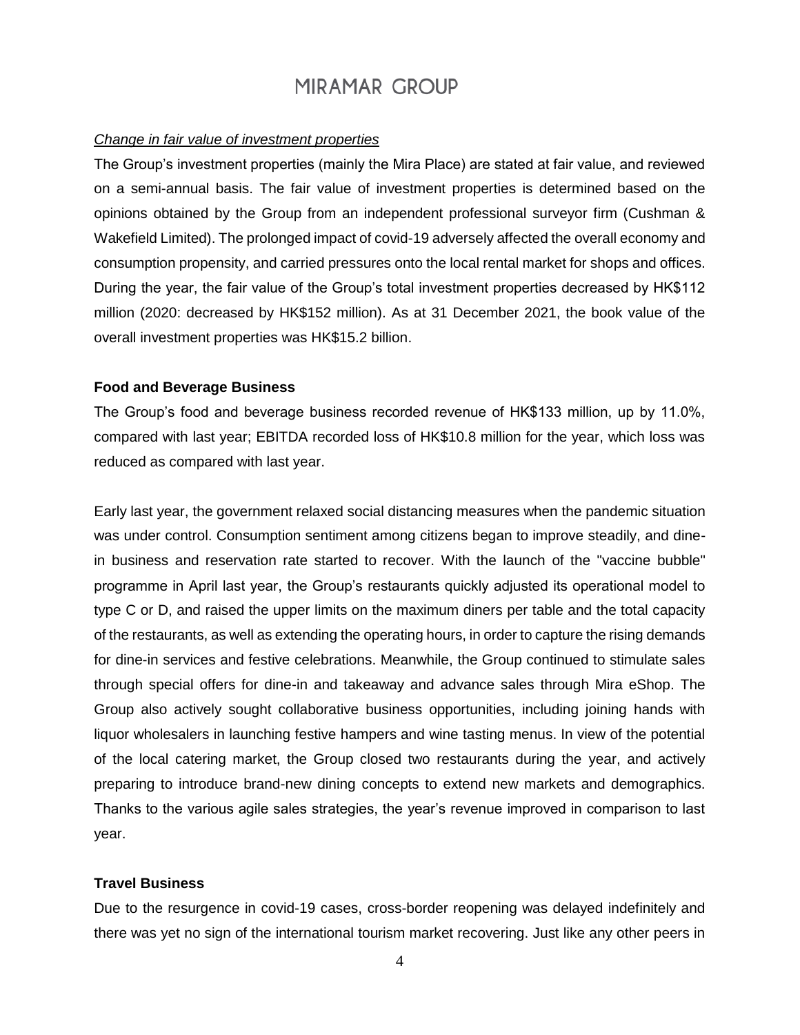*Change in fair value of investment properties*

The Group's investment properties (mainly the Mira Place) are stated at fair value, and reviewed on a semi-annual basis. The fair value of investment properties is determined based on the opinions obtained by the Group from an independent professional surveyor firm (Cushman & Wakefield Limited). The prolonged impact of covid-19 adversely affected the overall economy and consumption propensity, and carried pressures onto the local rental market for shops and offices. During the year, the fair value of the Group's total investment properties decreased by HK$112 million (2020: decreased by HK$152 million). As at 31 December 2021, the book value of the overall investment properties was HK$15.2 billion.

**Food and Beverage Business**

The Group's food and beverage business recorded revenue of HK$133 million, up by 11.0%, compared with last year; EBITDA recorded loss of HK$10.8 million for the year, which loss was reduced as compared with last year.

Early last year, the government relaxed social distancing measures when the pandemic situation was under control. Consumption sentiment among citizens began to improve steadily, and dine-in business and reservation rate started to recover. With the launch of the "vaccine bubble" programme in April last year, the Group's restaurants quickly adjusted its operational model to type C or D, and raised the upper limits on the maximum diners per table and the total capacity of the restaurants, as well as extending the operating hours, in order to capture the rising demands for dine-in services and festive celebrations. Meanwhile, the Group continued to stimulate sales through special offers for dine-in and takeaway and advance sales through Mira eShop. The Group also actively sought collaborative business opportunities, including joining hands with liquor wholesalers in launching festive hampers and wine tasting menus. In view of the potential of the local catering market, the Group closed two restaurants during the year, and actively preparing to introduce brand-new dining concepts to extend new markets and demographics. Thanks to the various agile sales strategies, the year's revenue improved in comparison to last year.

**Travel Business**

Due to the resurgence in covid-19 cases, cross-border reopening was delayed indefinitely and there was yet no sign of the international tourism market recovering. Just like any other peers in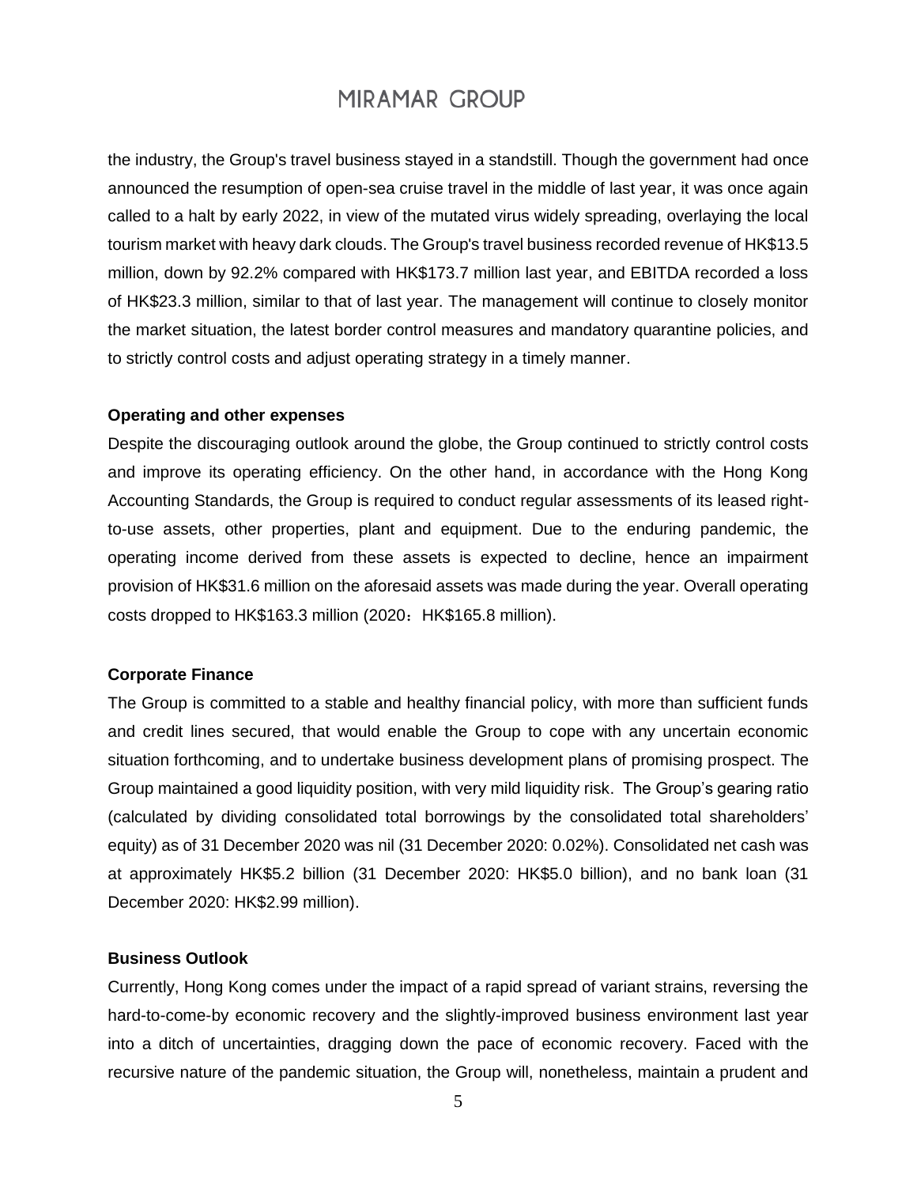the industry, the Group's travel business stayed in a standstill. Though the government had once announced the resumption of open-sea cruise travel in the middle of last year, it was once again called to a halt by early 2022, in view of the mutated virus widely spreading, overlaying the local tourism market with heavy dark clouds. The Group's travel business recorded revenue of HK$13.5 million, down by 92.2% compared with HK$173.7 million last year, and EBITDA recorded a loss of HK$23.3 million, similar to that of last year. The management will continue to closely monitor the market situation, the latest border control measures and mandatory quarantine policies, and to strictly control costs and adjust operating strategy in a timely manner.

**Operating and other expenses**

Despite the discouraging outlook around the globe, the Group continued to strictly control costs and improve its operating efficiency. On the other hand, in accordance with the Hong Kong Accounting Standards, the Group is required to conduct regular assessments of its leased right-to-use assets, other properties, plant and equipment. Due to the enduring pandemic, the operating income derived from these assets is expected to decline, hence an impairment provision of HK$31.6 million on the aforesaid assets was made during the year. Overall operating costs dropped to HK$163.3 million (2020：HK$165.8 million).

**Corporate Finance**

The Group is committed to a stable and healthy financial policy, with more than sufficient funds and credit lines secured, that would enable the Group to cope with any uncertain economic situation forthcoming, and to undertake business development plans of promising prospect. The Group maintained a good liquidity position, with very mild liquidity risk. The Group's gearing ratio (calculated by dividing consolidated total borrowings by the consolidated total shareholders' equity) as of 31 December 2020 was nil (31 December 2020: 0.02%). Consolidated net cash was at approximately HK$5.2 billion (31 December 2020: HK$5.0 billion), and no bank loan (31 December 2020: HK$2.99 million).

**Business Outlook**

Currently, Hong Kong comes under the impact of a rapid spread of variant strains, reversing the hard-to-come-by economic recovery and the slightly-improved business environment last year into a ditch of uncertainties, dragging down the pace of economic recovery. Faced with the recursive nature of the pandemic situation, the Group will, nonetheless, maintain a prudent and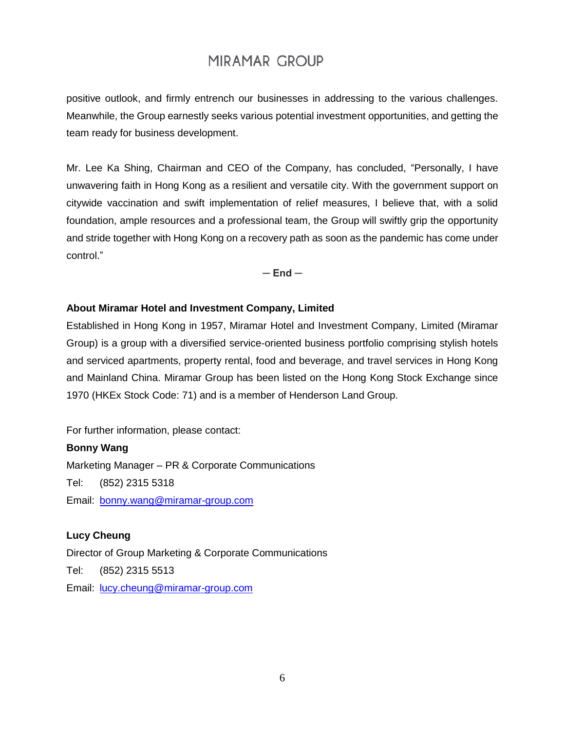positive outlook, and firmly entrench our businesses in addressing to the various challenges. Meanwhile, the Group earnestly seeks various potential investment opportunities, and getting the team ready for business development.

Mr. Lee Ka Shing, Chairman and CEO of the Company, has concluded, "Personally, I have unwavering faith in Hong Kong as a resilient and versatile city. With the government support on citywide vaccination and swift implementation of relief measures, I believe that, with a solid foundation, ample resources and a professional team, the Group will swiftly grip the opportunity and stride together with Hong Kong on a recovery path as soon as the pandemic has come under control."

**─ End ─**

**About Miramar Hotel and Investment Company, Limited**

Established in Hong Kong in 1957, Miramar Hotel and Investment Company, Limited (Miramar Group) is a group with a diversified service-oriented business portfolio comprising stylish hotels and serviced apartments, property rental, food and beverage, and travel services in Hong Kong and Mainland China. Miramar Group has been listed on the Hong Kong Stock Exchange since 1970 (HKEx Stock Code: 71) and is a member of Henderson Land Group.

For further information, please contact:

**Bonny Wang**
Marketing Manager – PR & Corporate Communications
Tel: (852) 2315 5318
Email: bonny.wang@miramar-group.com

**Lucy Cheung**
Director of Group Marketing & Corporate Communications
Tel: (852) 2315 5513
Email: lucy.cheung@miramar-group.com